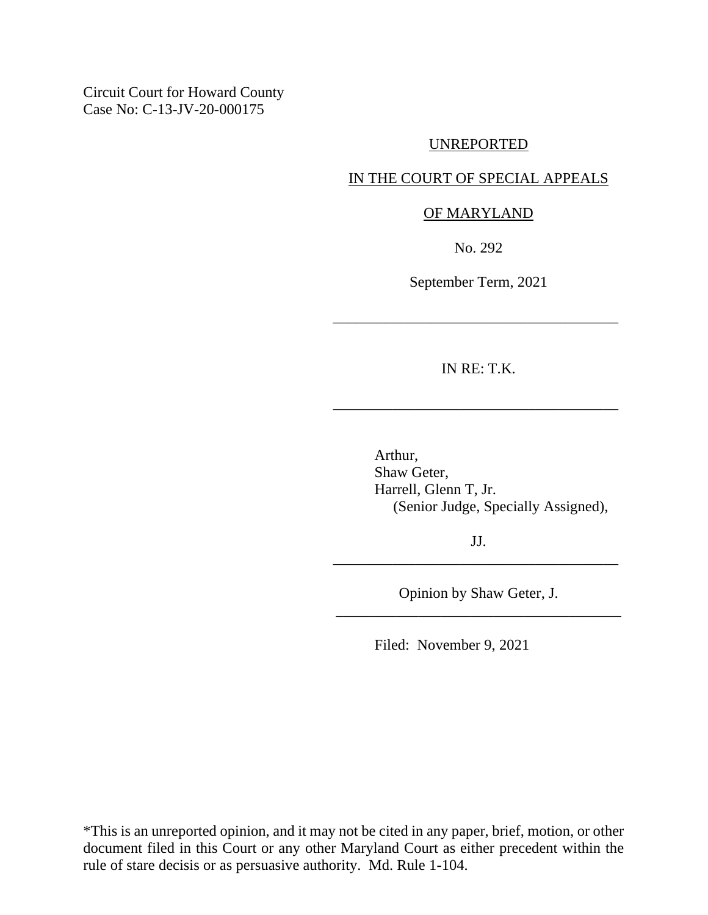Circuit Court for Howard County
Case No: C-13-JV-20-000175

UNREPORTED

IN THE COURT OF SPECIAL APPEALS

OF MARYLAND

No. 292

September Term, 2021

---

IN RE: T.K.

---

Arthur,
Shaw Geter,
Harrell, Glenn T, Jr.
(Senior Judge, Specially Assigned),

JJ.

---

Opinion by Shaw Geter, J.

---

Filed: November 9, 2021

*This is an unreported opinion, and it may not be cited in any paper, brief, motion, or other document filed in this Court or any other Maryland Court as either precedent within the rule of stare decisis or as persuasive authority. Md. Rule 1-104.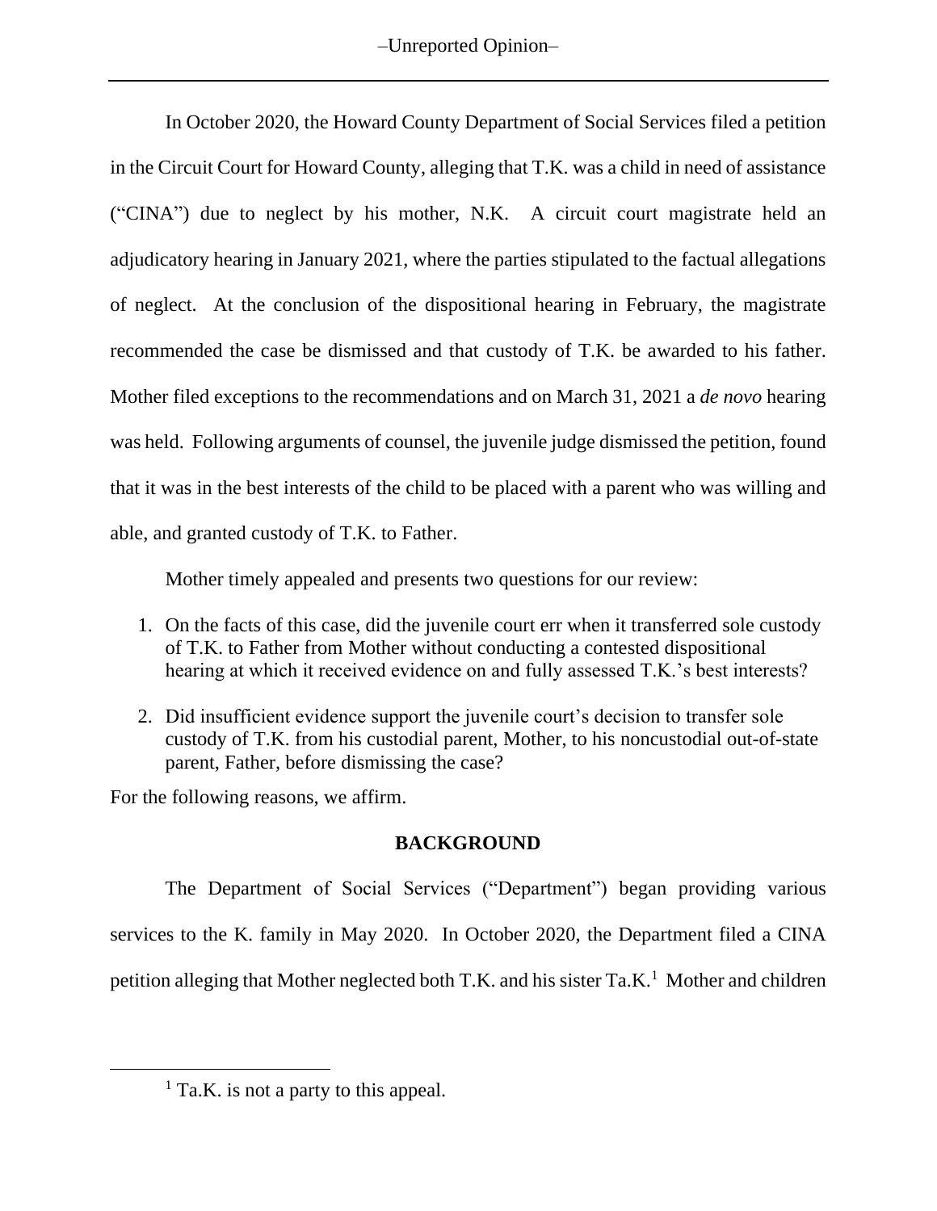In October 2020, the Howard County Department of Social Services filed a petition in the Circuit Court for Howard County, alleging that T.K. was a child in need of assistance ("CINA") due to neglect by his mother, N.K. A circuit court magistrate held an adjudicatory hearing in January 2021, where the parties stipulated to the factual allegations of neglect. At the conclusion of the dispositional hearing in February, the magistrate recommended the case be dismissed and that custody of T.K. be awarded to his father. Mother filed exceptions to the recommendations and on March 31, 2021 a *de novo* hearing was held. Following arguments of counsel, the juvenile judge dismissed the petition, found that it was in the best interests of the child to be placed with a parent who was willing and able, and granted custody of T.K. to Father.

Mother timely appealed and presents two questions for our review:

1. On the facts of this case, did the juvenile court err when it transferred sole custody of T.K. to Father from Mother without conducting a contested dispositional hearing at which it received evidence on and fully assessed T.K.'s best interests?

2. Did insufficient evidence support the juvenile court's decision to transfer sole custody of T.K. from his custodial parent, Mother, to his noncustodial out-of-state parent, Father, before dismissing the case?

For the following reasons, we affirm.

## BACKGROUND

The Department of Social Services ("Department") began providing various services to the K. family in May 2020. In October 2020, the Department filed a CINA petition alleging that Mother neglected both T.K. and his sister Ta.K.[1] Mother and children

[1] Ta.K. is not a party to this appeal.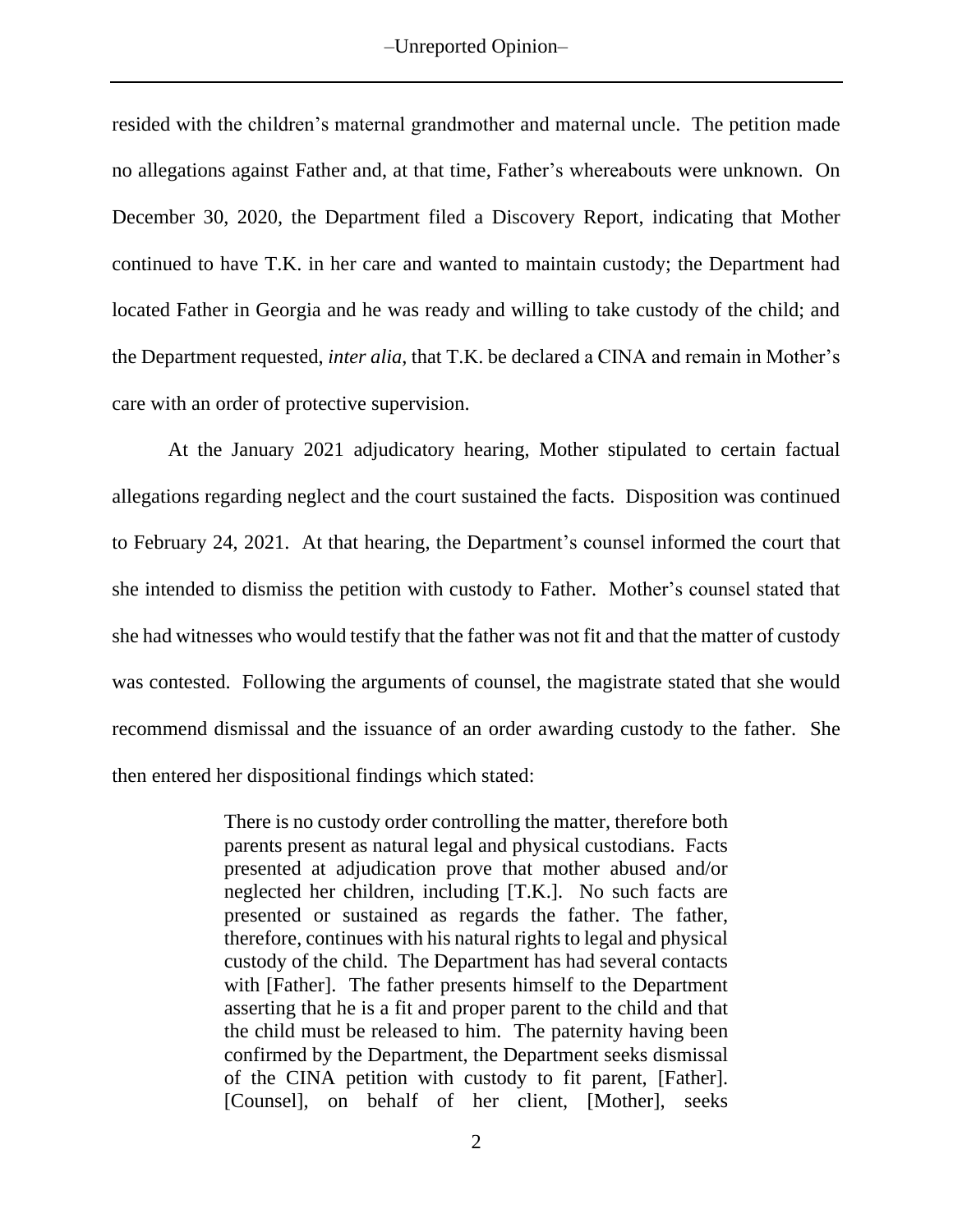resided with the children's maternal grandmother and maternal uncle. The petition made no allegations against Father and, at that time, Father's whereabouts were unknown. On December 30, 2020, the Department filed a Discovery Report, indicating that Mother continued to have T.K. in her care and wanted to maintain custody; the Department had located Father in Georgia and he was ready and willing to take custody of the child; and the Department requested, *inter alia*, that T.K. be declared a CINA and remain in Mother's care with an order of protective supervision.

At the January 2021 adjudicatory hearing, Mother stipulated to certain factual allegations regarding neglect and the court sustained the facts. Disposition was continued to February 24, 2021. At that hearing, the Department's counsel informed the court that she intended to dismiss the petition with custody to Father. Mother's counsel stated that she had witnesses who would testify that the father was not fit and that the matter of custody was contested. Following the arguments of counsel, the magistrate stated that she would recommend dismissal and the issuance of an order awarding custody to the father. She then entered her dispositional findings which stated:

> There is no custody order controlling the matter, therefore both parents present as natural legal and physical custodians. Facts presented at adjudication prove that mother abused and/or neglected her children, including [T.K.]. No such facts are presented or sustained as regards the father. The father, therefore, continues with his natural rights to legal and physical custody of the child. The Department has had several contacts with [Father]. The father presents himself to the Department asserting that he is a fit and proper parent to the child and that the child must be released to him. The paternity having been confirmed by the Department, the Department seeks dismissal of the CINA petition with custody to fit parent, [Father]. [Counsel], on behalf of her client, [Mother], seeks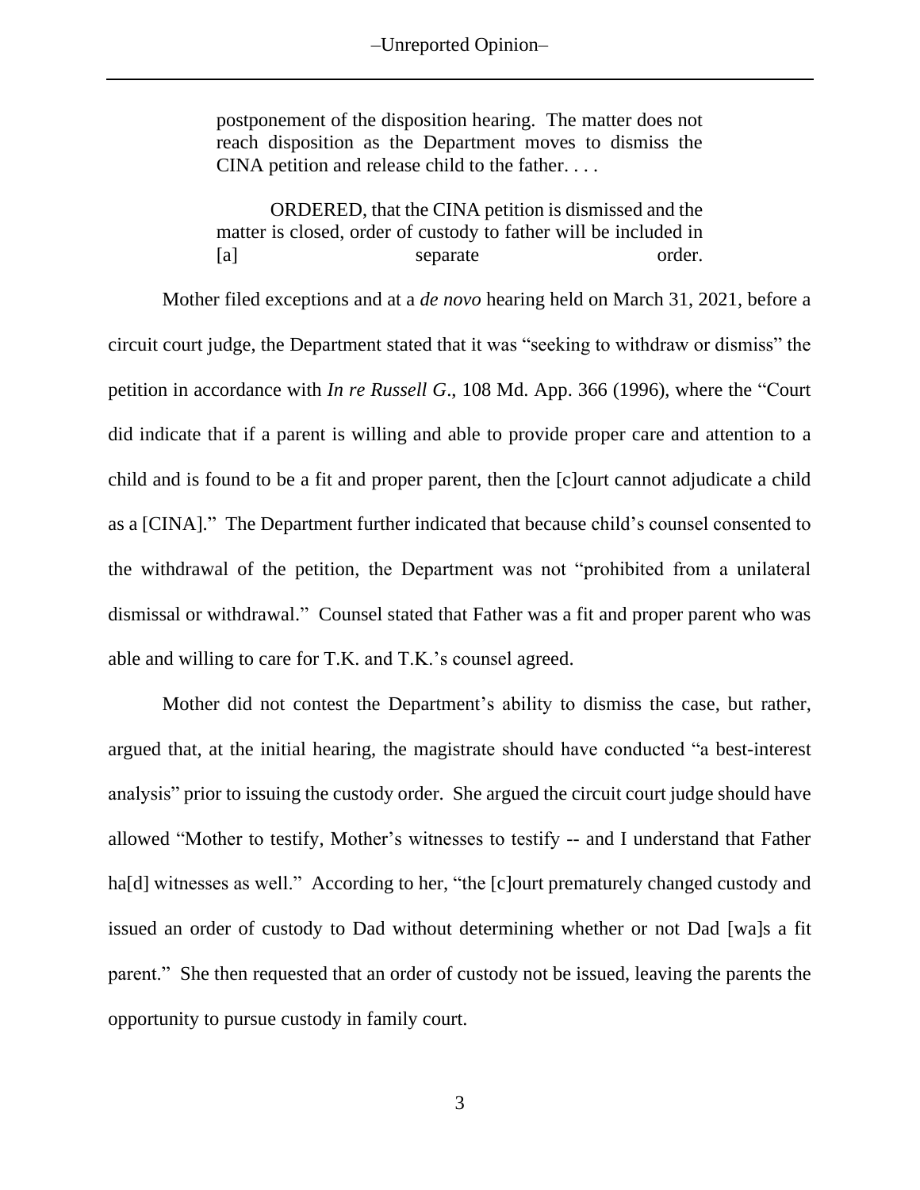> postponement of the disposition hearing. The matter does not reach disposition as the Department moves to dismiss the CINA petition and release child to the father. . . .
>
> ORDERED, that the CINA petition is dismissed and the matter is closed, order of custody to father will be included in [a] separate order.

Mother filed exceptions and at a *de novo* hearing held on March 31, 2021, before a circuit court judge, the Department stated that it was "seeking to withdraw or dismiss" the petition in accordance with *In re Russell G*., 108 Md. App. 366 (1996), where the "Court did indicate that if a parent is willing and able to provide proper care and attention to a child and is found to be a fit and proper parent, then the [c]ourt cannot adjudicate a child as a [CINA]." The Department further indicated that because child's counsel consented to the withdrawal of the petition, the Department was not "prohibited from a unilateral dismissal or withdrawal." Counsel stated that Father was a fit and proper parent who was able and willing to care for T.K. and T.K.'s counsel agreed.

Mother did not contest the Department's ability to dismiss the case, but rather, argued that, at the initial hearing, the magistrate should have conducted "a best-interest analysis" prior to issuing the custody order. She argued the circuit court judge should have allowed "Mother to testify, Mother's witnesses to testify -- and I understand that Father ha[d] witnesses as well." According to her, "the [c]ourt prematurely changed custody and issued an order of custody to Dad without determining whether or not Dad [wa]s a fit parent." She then requested that an order of custody not be issued, leaving the parents the opportunity to pursue custody in family court.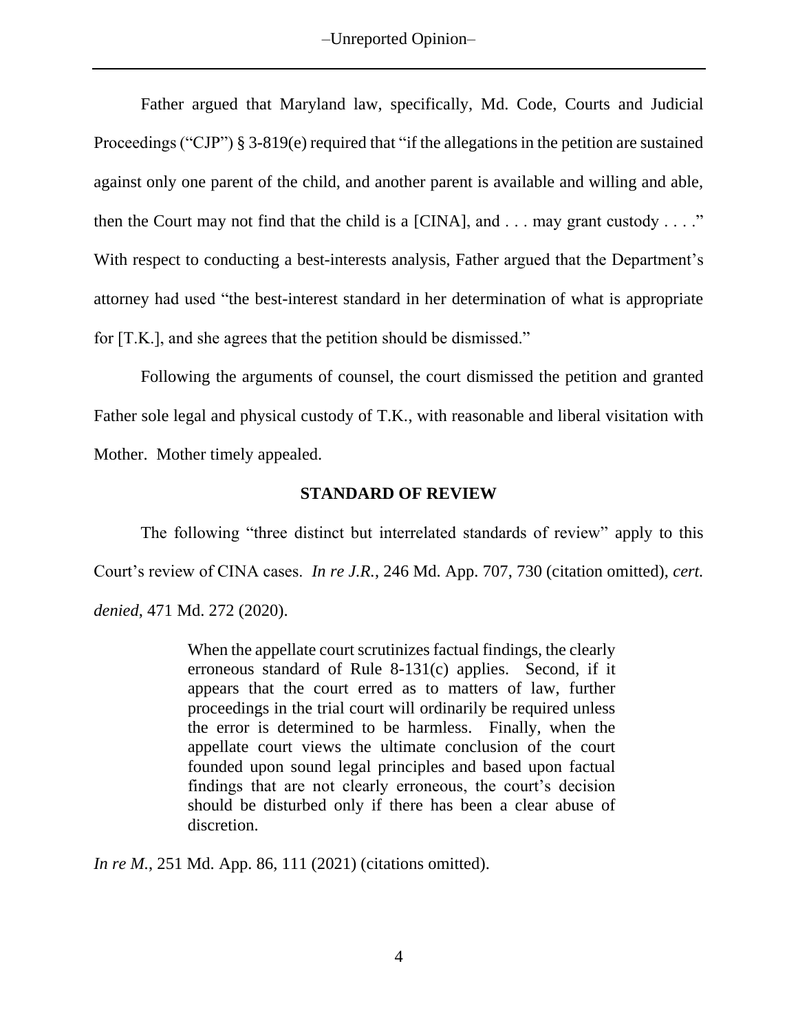Father argued that Maryland law, specifically, Md. Code, Courts and Judicial Proceedings ("CJP") § 3-819(e) required that "if the allegations in the petition are sustained against only one parent of the child, and another parent is available and willing and able, then the Court may not find that the child is a [CINA], and . . . may grant custody . . . ." With respect to conducting a best-interests analysis, Father argued that the Department's attorney had used "the best-interest standard in her determination of what is appropriate for [T.K.], and she agrees that the petition should be dismissed."

Following the arguments of counsel, the court dismissed the petition and granted Father sole legal and physical custody of T.K., with reasonable and liberal visitation with Mother. Mother timely appealed.

## STANDARD OF REVIEW

The following "three distinct but interrelated standards of review" apply to this Court's review of CINA cases. *In re J.R.*, 246 Md. App. 707, 730 (citation omitted), *cert. denied*, 471 Md. 272 (2020).

> When the appellate court scrutinizes factual findings, the clearly erroneous standard of Rule 8-131(c) applies. Second, if it appears that the court erred as to matters of law, further proceedings in the trial court will ordinarily be required unless the error is determined to be harmless. Finally, when the appellate court views the ultimate conclusion of the court founded upon sound legal principles and based upon factual findings that are not clearly erroneous, the court's decision should be disturbed only if there has been a clear abuse of discretion.

*In re M.*, 251 Md. App. 86, 111 (2021) (citations omitted).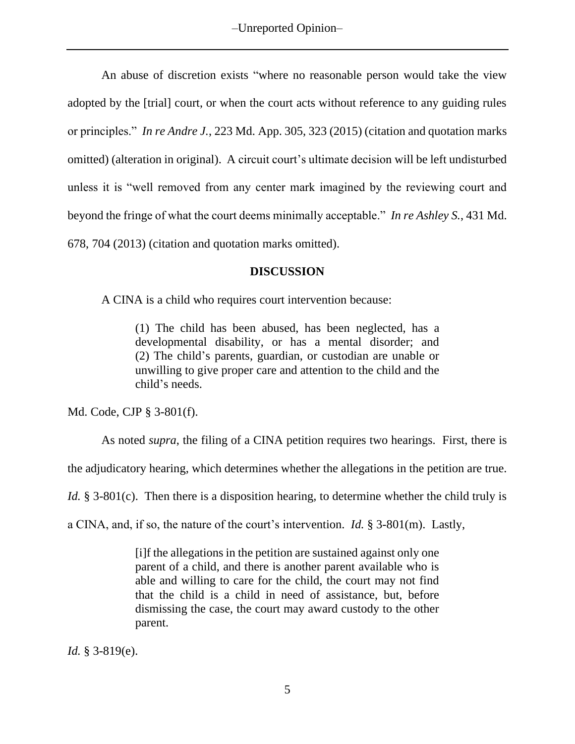An abuse of discretion exists "where no reasonable person would take the view adopted by the [trial] court, or when the court acts without reference to any guiding rules or principles." *In re Andre J.*, 223 Md. App. 305, 323 (2015) (citation and quotation marks omitted) (alteration in original). A circuit court's ultimate decision will be left undisturbed unless it is "well removed from any center mark imagined by the reviewing court and beyond the fringe of what the court deems minimally acceptable." *In re Ashley S.*, 431 Md. 678, 704 (2013) (citation and quotation marks omitted).

**DISCUSSION**

A CINA is a child who requires court intervention because:

> (1) The child has been abused, has been neglected, has a developmental disability, or has a mental disorder; and (2) The child's parents, guardian, or custodian are unable or unwilling to give proper care and attention to the child and the child's needs.

Md. Code, CJP § 3-801(f).

As noted *supra*, the filing of a CINA petition requires two hearings. First, there is the adjudicatory hearing, which determines whether the allegations in the petition are true. *Id.* § 3-801(c). Then there is a disposition hearing, to determine whether the child truly is a CINA, and, if so, the nature of the court's intervention. *Id.* § 3-801(m). Lastly,

> [i]f the allegations in the petition are sustained against only one parent of a child, and there is another parent available who is able and willing to care for the child, the court may not find that the child is a child in need of assistance, but, before dismissing the case, the court may award custody to the other parent.

*Id.* § 3-819(e).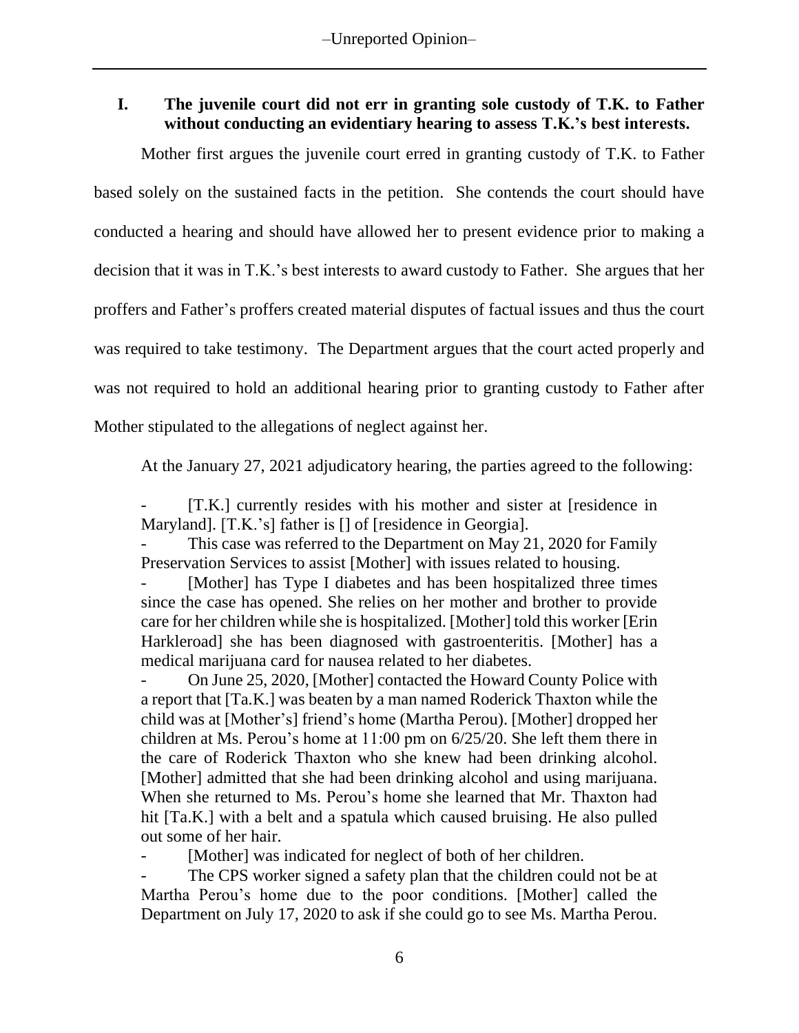## I. The juvenile court did not err in granting sole custody of T.K. to Father without conducting an evidentiary hearing to assess T.K.'s best interests.

Mother first argues the juvenile court erred in granting custody of T.K. to Father based solely on the sustained facts in the petition. She contends the court should have conducted a hearing and should have allowed her to present evidence prior to making a decision that it was in T.K.'s best interests to award custody to Father. She argues that her proffers and Father's proffers created material disputes of factual issues and thus the court was required to take testimony. The Department argues that the court acted properly and was not required to hold an additional hearing prior to granting custody to Father after Mother stipulated to the allegations of neglect against her.

At the January 27, 2021 adjudicatory hearing, the parties agreed to the following:

> - [T.K.] currently resides with his mother and sister at [residence in Maryland]. [T.K.'s] father is [] of [residence in Georgia].
> - This case was referred to the Department on May 21, 2020 for Family Preservation Services to assist [Mother] with issues related to housing.
> - [Mother] has Type I diabetes and has been hospitalized three times since the case has opened. She relies on her mother and brother to provide care for her children while she is hospitalized. [Mother] told this worker [Erin Harkleroad] she has been diagnosed with gastroenteritis. [Mother] has a medical marijuana card for nausea related to her diabetes.
> - On June 25, 2020, [Mother] contacted the Howard County Police with a report that [Ta.K.] was beaten by a man named Roderick Thaxton while the child was at [Mother's] friend's home (Martha Perou). [Mother] dropped her children at Ms. Perou's home at 11:00 pm on 6/25/20. She left them there in the care of Roderick Thaxton who she knew had been drinking alcohol. [Mother] admitted that she had been drinking alcohol and using marijuana. When she returned to Ms. Perou's home she learned that Mr. Thaxton had hit [Ta.K.] with a belt and a spatula which caused bruising. He also pulled out some of her hair.
> - [Mother] was indicated for neglect of both of her children.
> - The CPS worker signed a safety plan that the children could not be at Martha Perou's home due to the poor conditions. [Mother] called the Department on July 17, 2020 to ask if she could go to see Ms. Martha Perou.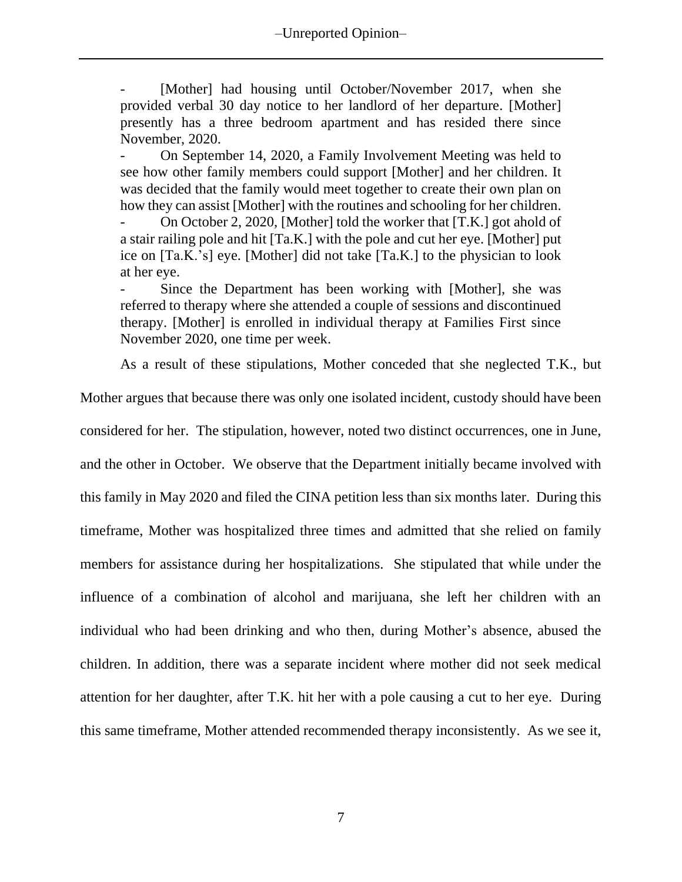> - [Mother] had housing until October/November 2017, when she provided verbal 30 day notice to her landlord of her departure. [Mother] presently has a three bedroom apartment and has resided there since November, 2020.
> - On September 14, 2020, a Family Involvement Meeting was held to see how other family members could support [Mother] and her children. It was decided that the family would meet together to create their own plan on how they can assist [Mother] with the routines and schooling for her children.
> - On October 2, 2020, [Mother] told the worker that [T.K.] got ahold of a stair railing pole and hit [Ta.K.] with the pole and cut her eye. [Mother] put ice on [Ta.K.'s] eye. [Mother] did not take [Ta.K.] to the physician to look at her eye.
> - Since the Department has been working with [Mother], she was referred to therapy where she attended a couple of sessions and discontinued therapy. [Mother] is enrolled in individual therapy at Families First since November 2020, one time per week.

As a result of these stipulations, Mother conceded that she neglected T.K., but Mother argues that because there was only one isolated incident, custody should have been considered for her. The stipulation, however, noted two distinct occurrences, one in June, and the other in October. We observe that the Department initially became involved with this family in May 2020 and filed the CINA petition less than six months later. During this timeframe, Mother was hospitalized three times and admitted that she relied on family members for assistance during her hospitalizations. She stipulated that while under the influence of a combination of alcohol and marijuana, she left her children with an individual who had been drinking and who then, during Mother's absence, abused the children. In addition, there was a separate incident where mother did not seek medical attention for her daughter, after T.K. hit her with a pole causing a cut to her eye. During this same timeframe, Mother attended recommended therapy inconsistently. As we see it,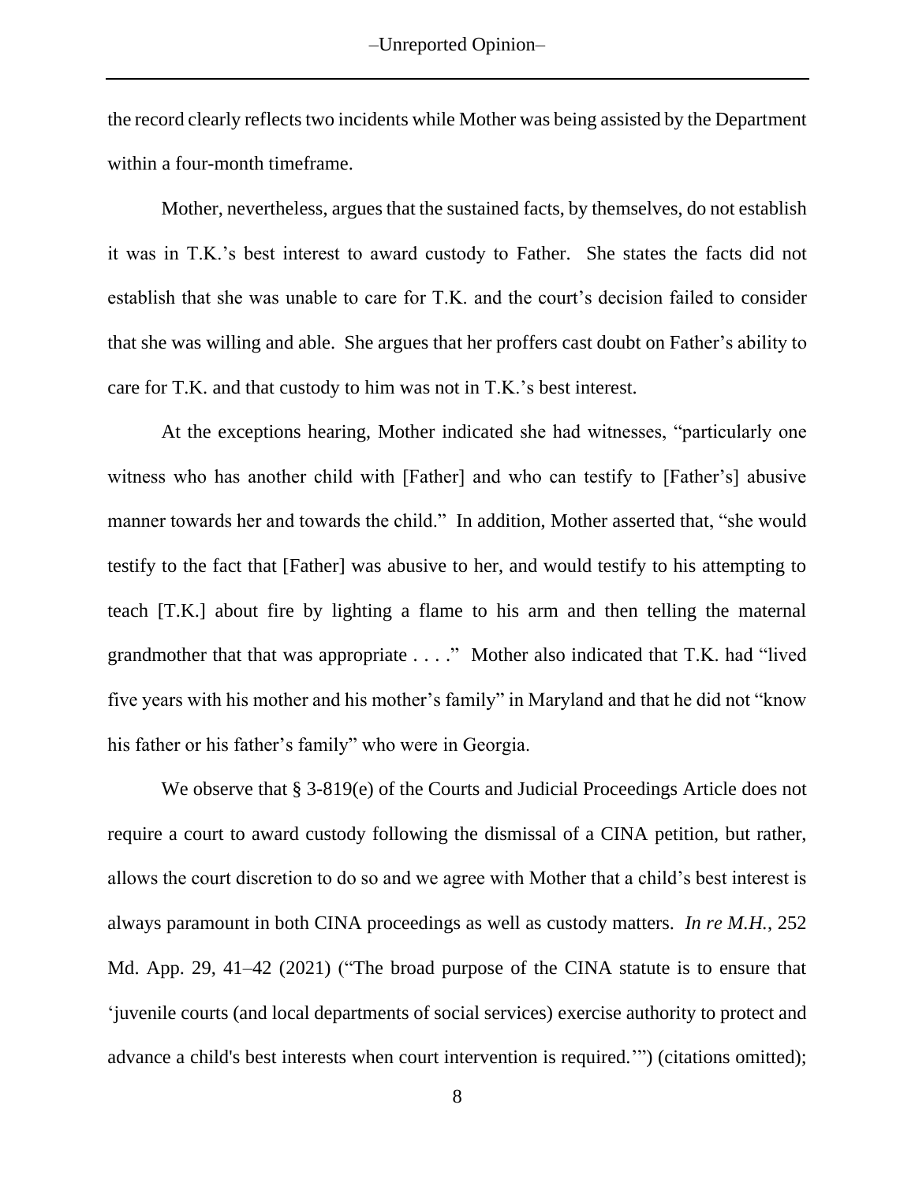the record clearly reflects two incidents while Mother was being assisted by the Department within a four-month timeframe.

Mother, nevertheless, argues that the sustained facts, by themselves, do not establish it was in T.K.'s best interest to award custody to Father. She states the facts did not establish that she was unable to care for T.K. and the court's decision failed to consider that she was willing and able. She argues that her proffers cast doubt on Father's ability to care for T.K. and that custody to him was not in T.K.'s best interest.

At the exceptions hearing, Mother indicated she had witnesses, "particularly one witness who has another child with [Father] and who can testify to [Father's] abusive manner towards her and towards the child." In addition, Mother asserted that, "she would testify to the fact that [Father] was abusive to her, and would testify to his attempting to teach [T.K.] about fire by lighting a flame to his arm and then telling the maternal grandmother that that was appropriate . . . ." Mother also indicated that T.K. had "lived five years with his mother and his mother's family" in Maryland and that he did not "know his father or his father's family" who were in Georgia.

We observe that § 3-819(e) of the Courts and Judicial Proceedings Article does not require a court to award custody following the dismissal of a CINA petition, but rather, allows the court discretion to do so and we agree with Mother that a child's best interest is always paramount in both CINA proceedings as well as custody matters. *In re M.H.*, 252 Md. App. 29, 41–42 (2021) ("The broad purpose of the CINA statute is to ensure that 'juvenile courts (and local departments of social services) exercise authority to protect and advance a child's best interests when court intervention is required.'") (citations omitted);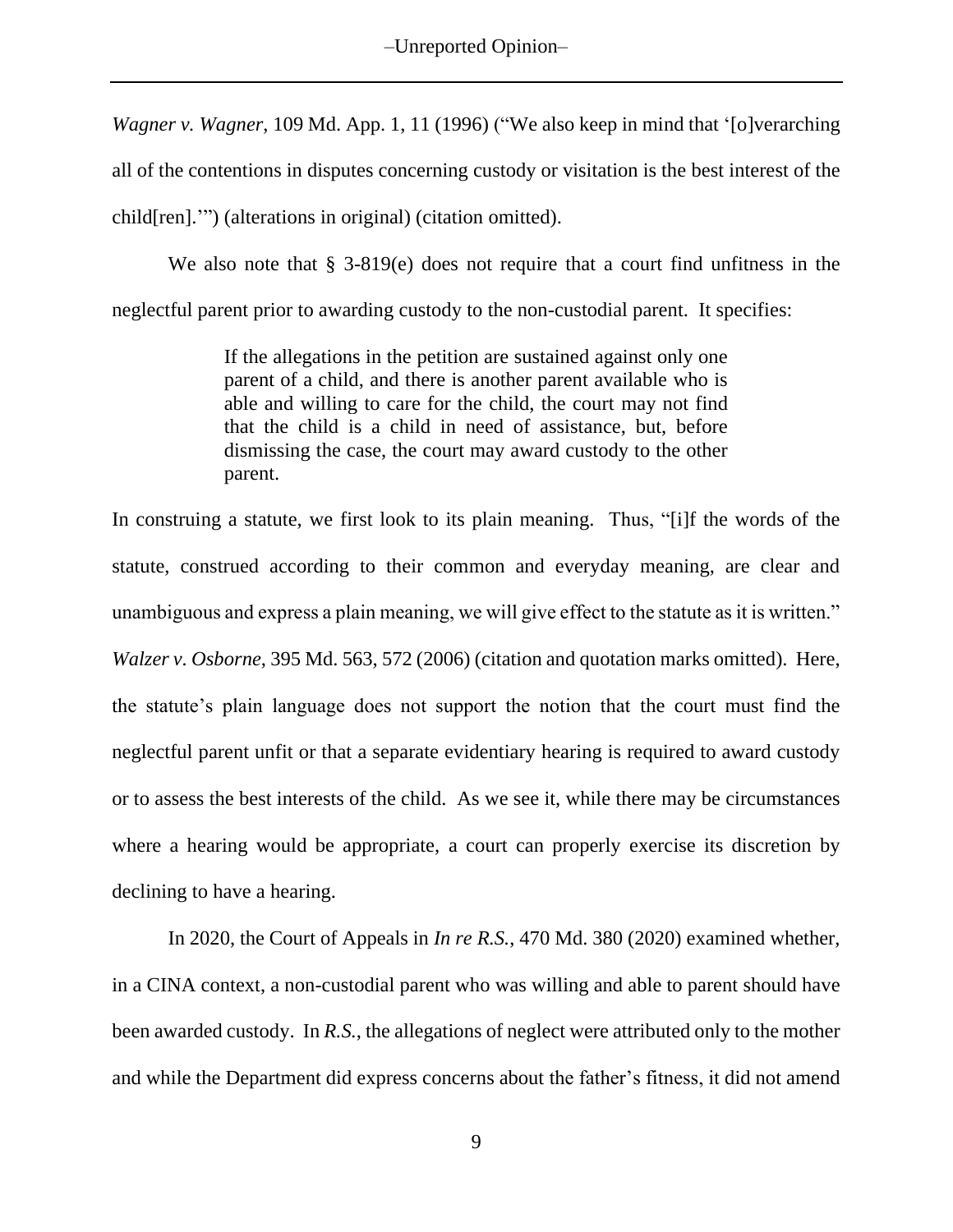*Wagner v. Wagner*, 109 Md. App. 1, 11 (1996) ("We also keep in mind that '[o]verarching all of the contentions in disputes concerning custody or visitation is the best interest of the child[ren].'") (alterations in original) (citation omitted).

We also note that § 3-819(e) does not require that a court find unfitness in the neglectful parent prior to awarding custody to the non-custodial parent. It specifies:

> If the allegations in the petition are sustained against only one parent of a child, and there is another parent available who is able and willing to care for the child, the court may not find that the child is a child in need of assistance, but, before dismissing the case, the court may award custody to the other parent.

In construing a statute, we first look to its plain meaning. Thus, "[i]f the words of the statute, construed according to their common and everyday meaning, are clear and unambiguous and express a plain meaning, we will give effect to the statute as it is written." *Walzer v. Osborne*, 395 Md. 563, 572 (2006) (citation and quotation marks omitted). Here, the statute's plain language does not support the notion that the court must find the neglectful parent unfit or that a separate evidentiary hearing is required to award custody or to assess the best interests of the child. As we see it, while there may be circumstances where a hearing would be appropriate, a court can properly exercise its discretion by declining to have a hearing.

In 2020, the Court of Appeals in *In re R.S.*, 470 Md. 380 (2020) examined whether, in a CINA context, a non-custodial parent who was willing and able to parent should have been awarded custody. In *R.S.*, the allegations of neglect were attributed only to the mother and while the Department did express concerns about the father's fitness, it did not amend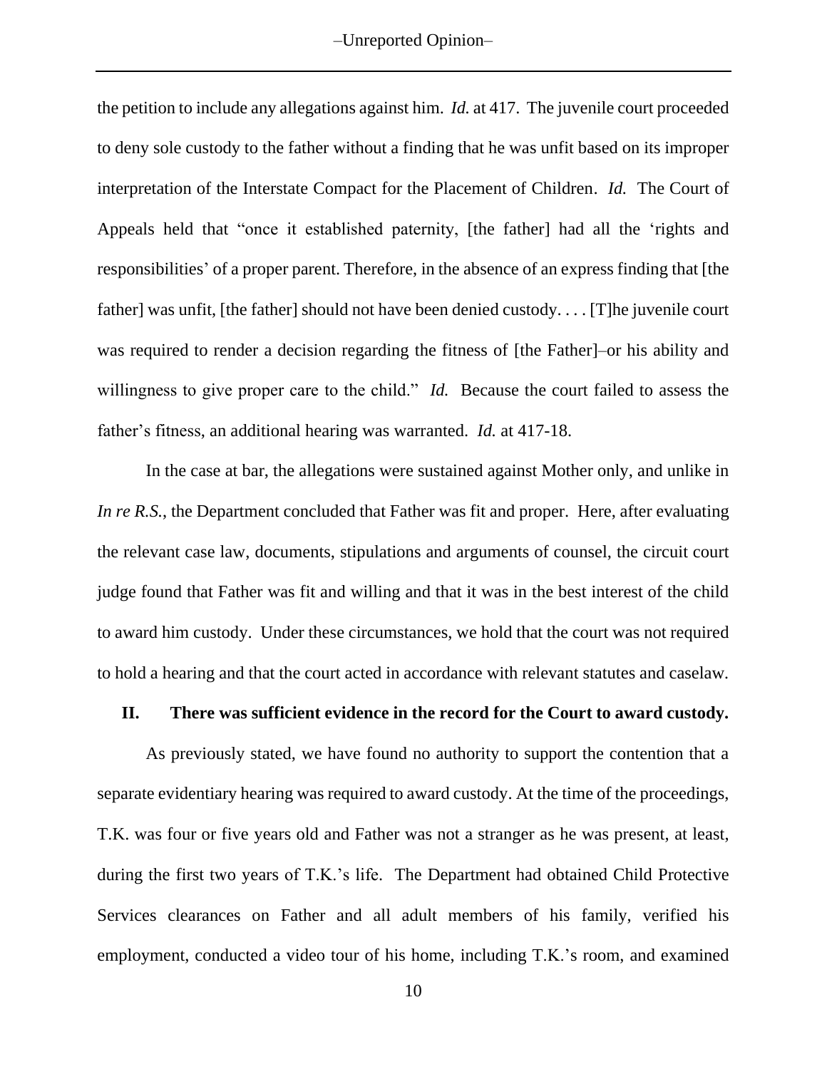the petition to include any allegations against him. *Id.* at 417. The juvenile court proceeded to deny sole custody to the father without a finding that he was unfit based on its improper interpretation of the Interstate Compact for the Placement of Children. *Id.* The Court of Appeals held that "once it established paternity, [the father] had all the 'rights and responsibilities' of a proper parent. Therefore, in the absence of an express finding that [the father] was unfit, [the father] should not have been denied custody. . . . [T]he juvenile court was required to render a decision regarding the fitness of [the Father]–or his ability and willingness to give proper care to the child." *Id.* Because the court failed to assess the father's fitness, an additional hearing was warranted. *Id.* at 417-18.

In the case at bar, the allegations were sustained against Mother only, and unlike in *In re R.S.*, the Department concluded that Father was fit and proper. Here, after evaluating the relevant case law, documents, stipulations and arguments of counsel, the circuit court judge found that Father was fit and willing and that it was in the best interest of the child to award him custody. Under these circumstances, we hold that the court was not required to hold a hearing and that the court acted in accordance with relevant statutes and caselaw.

## II. There was sufficient evidence in the record for the Court to award custody.

As previously stated, we have found no authority to support the contention that a separate evidentiary hearing was required to award custody. At the time of the proceedings, T.K. was four or five years old and Father was not a stranger as he was present, at least, during the first two years of T.K.'s life. The Department had obtained Child Protective Services clearances on Father and all adult members of his family, verified his employment, conducted a video tour of his home, including T.K.'s room, and examined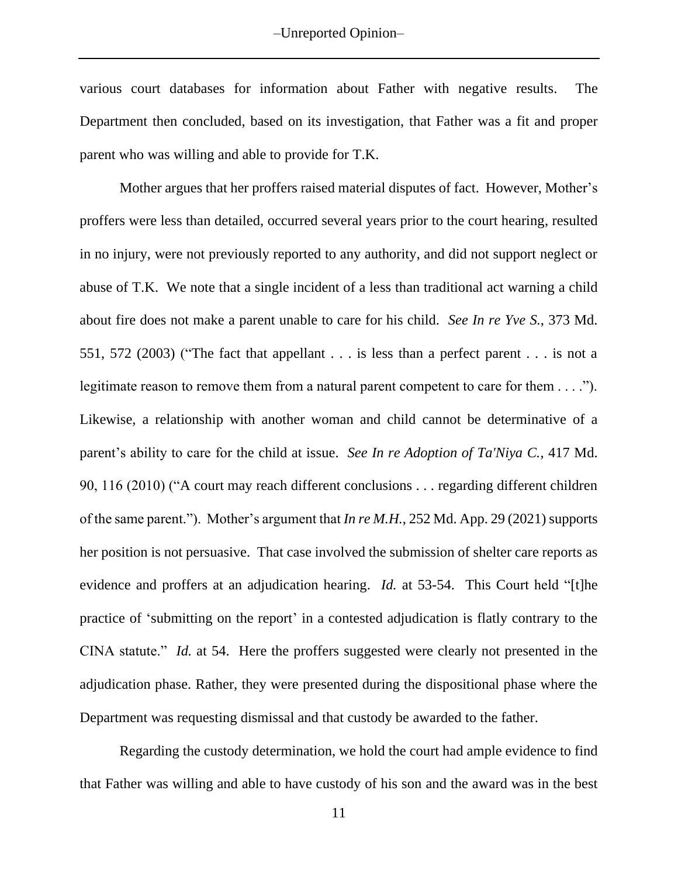various court databases for information about Father with negative results. The Department then concluded, based on its investigation, that Father was a fit and proper parent who was willing and able to provide for T.K.

Mother argues that her proffers raised material disputes of fact. However, Mother's proffers were less than detailed, occurred several years prior to the court hearing, resulted in no injury, were not previously reported to any authority, and did not support neglect or abuse of T.K. We note that a single incident of a less than traditional act warning a child about fire does not make a parent unable to care for his child. *See In re Yve S.*, 373 Md. 551, 572 (2003) ("The fact that appellant . . . is less than a perfect parent . . . is not a legitimate reason to remove them from a natural parent competent to care for them . . . ."). Likewise, a relationship with another woman and child cannot be determinative of a parent's ability to care for the child at issue. *See In re Adoption of Ta'Niya C.*, 417 Md. 90, 116 (2010) ("A court may reach different conclusions . . . regarding different children of the same parent."). Mother's argument that *In re M.H.*, 252 Md. App. 29 (2021) supports her position is not persuasive. That case involved the submission of shelter care reports as evidence and proffers at an adjudication hearing. *Id.* at 53-54. This Court held "[t]he practice of 'submitting on the report' in a contested adjudication is flatly contrary to the CINA statute." *Id.* at 54. Here the proffers suggested were clearly not presented in the adjudication phase. Rather, they were presented during the dispositional phase where the Department was requesting dismissal and that custody be awarded to the father.

Regarding the custody determination, we hold the court had ample evidence to find that Father was willing and able to have custody of his son and the award was in the best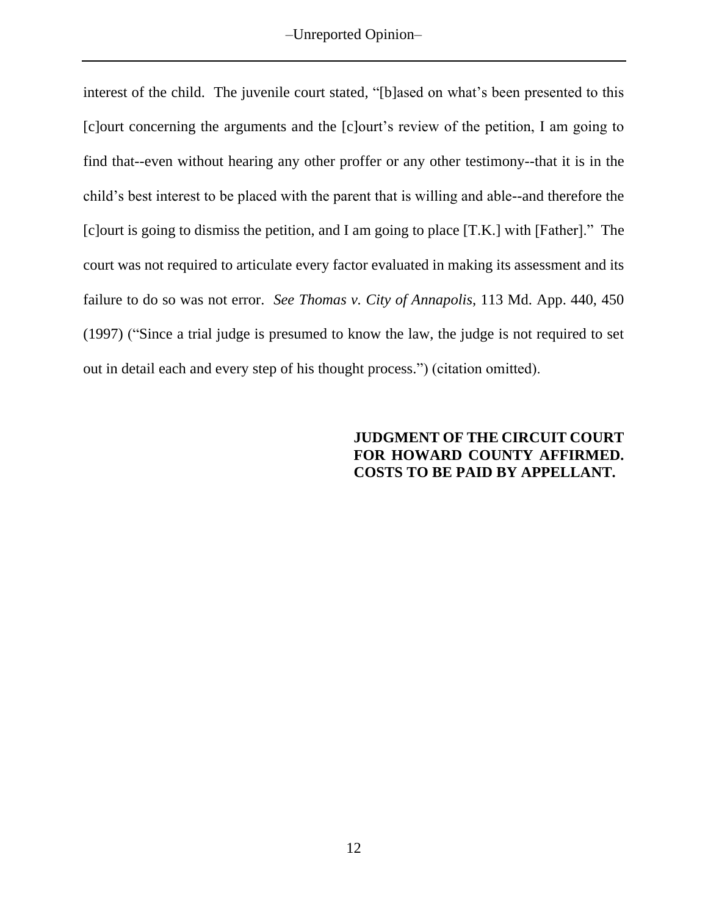interest of the child. The juvenile court stated, "[b]ased on what's been presented to this [c]ourt concerning the arguments and the [c]ourt's review of the petition, I am going to find that--even without hearing any other proffer or any other testimony--that it is in the child's best interest to be placed with the parent that is willing and able--and therefore the [c]ourt is going to dismiss the petition, and I am going to place [T.K.] with [Father]." The court was not required to articulate every factor evaluated in making its assessment and its failure to do so was not error. *See Thomas v. City of Annapolis*, 113 Md. App. 440, 450 (1997) ("Since a trial judge is presumed to know the law, the judge is not required to set out in detail each and every step of his thought process.") (citation omitted).

**JUDGMENT OF THE CIRCUIT COURT FOR HOWARD COUNTY AFFIRMED. COSTS TO BE PAID BY APPELLANT.**